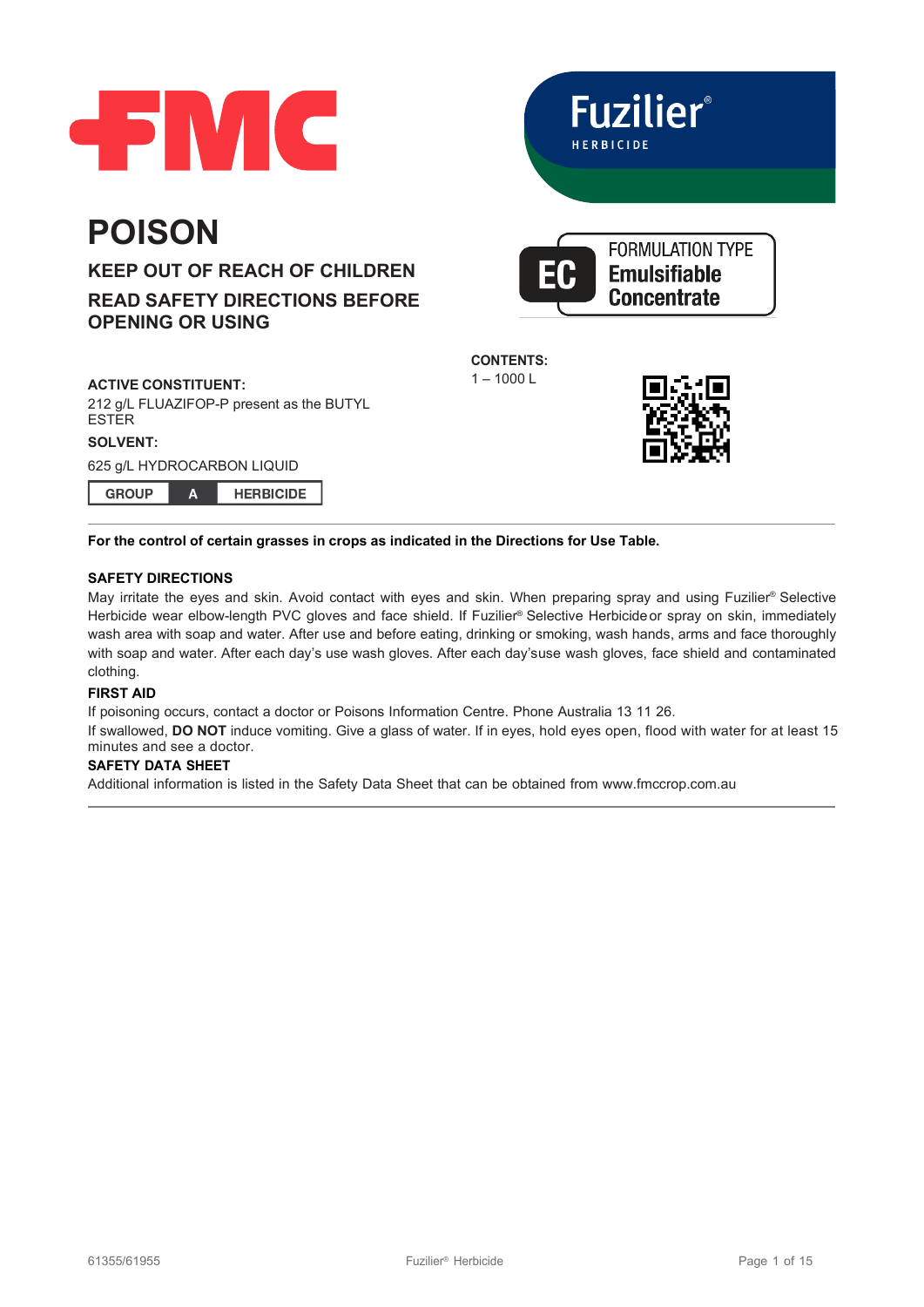FMC

# Fuzilier®

HERBICIDE

# POISON

## KEEP OUT OF REACH OF CHILDREN

## READ SAFETY DIRECTIONS BEFORE OPENING OR USING

FORMULATION TYPE
**EC** **Emulsifiable Concentrate**

**ACTIVE CONSTITUENT:**

212 g/L FLUAZIFOP-P present as the BUTYL ESTER

**SOLVENT:**

625 g/L HYDROCARBON LIQUID

| GROUP | A | HERBICIDE |
|---|---|---|

**CONTENTS:**

1 – 1000 L

---

**For the control of certain grasses in crops as indicated in the Directions for Use Table.**

**SAFETY DIRECTIONS**

May irritate the eyes and skin. Avoid contact with eyes and skin. When preparing spray and using Fuzilier® Selective Herbicide wear elbow-length PVC gloves and face shield. If Fuzilier® Selective Herbicide or spray on skin, immediately wash area with soap and water. After use and before eating, drinking or smoking, wash hands, arms and face thoroughly with soap and water. After each day's use wash gloves. After each day'suse wash gloves, face shield and contaminated clothing.

**FIRST AID**

If poisoning occurs, contact a doctor or Poisons Information Centre. Phone Australia 13 11 26.

If swallowed, **DO NOT** induce vomiting. Give a glass of water. If in eyes, hold eyes open, flood with water for at least 15 minutes and see a doctor.

**SAFETY DATA SHEET**

Additional information is listed in the Safety Data Sheet that can be obtained from www.fmccrop.com.au

---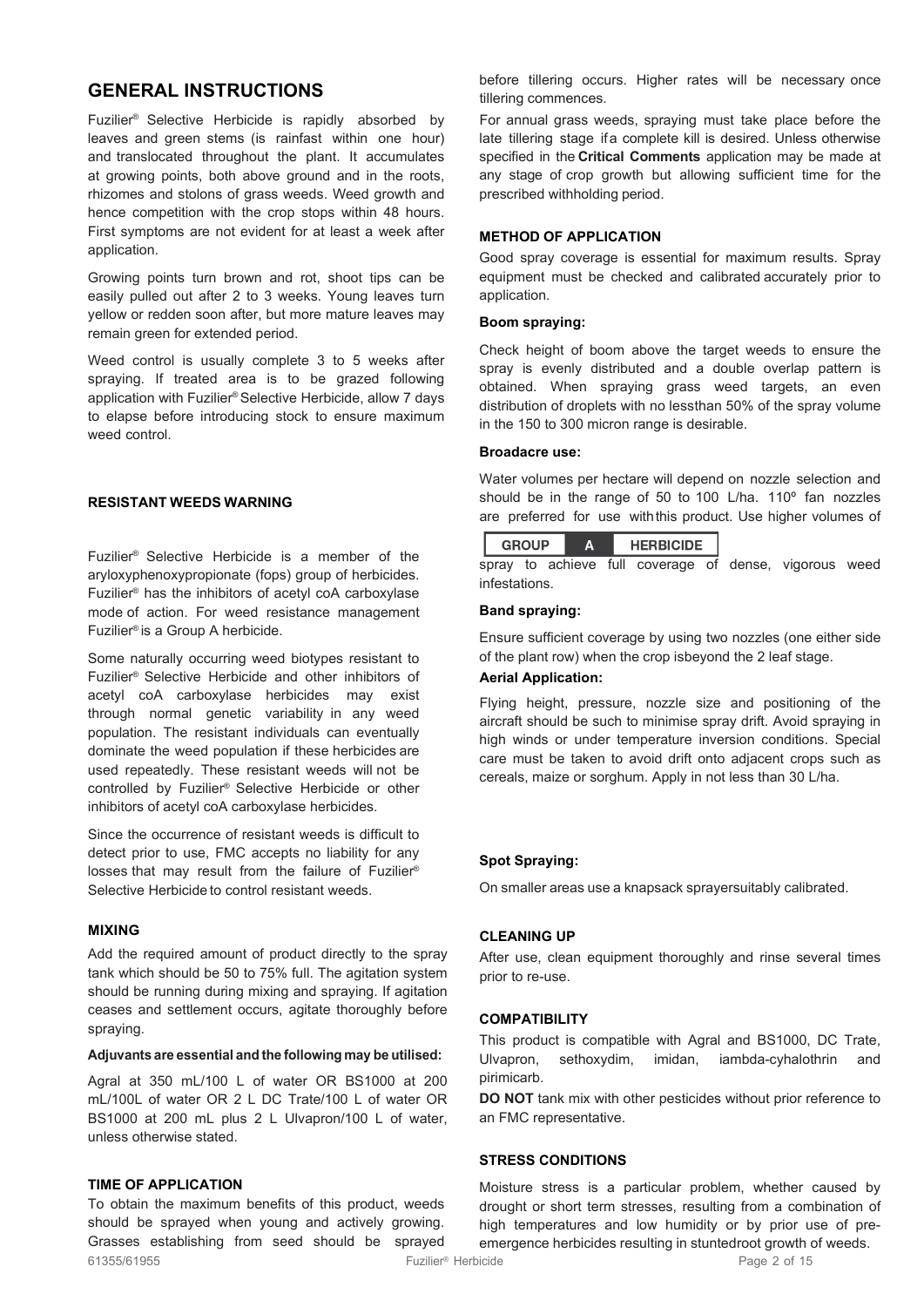## GENERAL INSTRUCTIONS

Fuzilier® Selective Herbicide is rapidly absorbed by leaves and green stems (is rainfast within one hour) and translocated throughout the plant. It accumulates at growing points, both above ground and in the roots, rhizomes and stolons of grass weeds. Weed growth and hence competition with the crop stops within 48 hours. First symptoms are not evident for at least a week after application.

Growing points turn brown and rot, shoot tips can be easily pulled out after 2 to 3 weeks. Young leaves turn yellow or redden soon after, but more mature leaves may remain green for extended period.

Weed control is usually complete 3 to 5 weeks after spraying. If treated area is to be grazed following application with Fuzilier® Selective Herbicide, allow 7 days to elapse before introducing stock to ensure maximum weed control.

### RESISTANT WEEDS WARNING

| GROUP | A | HERBICIDE |
|---|---|---|

Fuzilier® Selective Herbicide is a member of the aryloxyphenoxypropionate (fops) group of herbicides. Fuzilier® has the inhibitors of acetyl coA carboxylase mode of action. For weed resistance management Fuzilier® is a Group A herbicide.

Some naturally occurring weed biotypes resistant to Fuzilier® Selective Herbicide and other inhibitors of acetyl coA carboxylase herbicides may exist through normal genetic variability in any weed population. The resistant individuals can eventually dominate the weed population if these herbicides are used repeatedly. These resistant weeds will not be controlled by Fuzilier® Selective Herbicide or other inhibitors of acetyl coA carboxylase herbicides.

Since the occurrence of resistant weeds is difficult to detect prior to use, FMC accepts no liability for any losses that may result from the failure of Fuzilier® Selective Herbicide to control resistant weeds.

### MIXING

Add the required amount of product directly to the spray tank which should be 50 to 75% full. The agitation system should be running during mixing and spraying. If agitation ceases and settlement occurs, agitate thoroughly before spraying.

**Adjuvants are essential and the following may be utilised:**

Agral at 350 mL/100 L of water OR BS1000 at 200 mL/100L of water OR 2 L DC Trate/100 L of water OR BS1000 at 200 mL plus 2 L Ulvapron/100 L of water, unless otherwise stated.

### TIME OF APPLICATION

To obtain the maximum benefits of this product, weeds should be sprayed when young and actively growing. Grasses establishing from seed should be sprayed before tillering occurs. Higher rates will be necessary once tillering commences.

For annual grass weeds, spraying must take place before the late tillering stage if a complete kill is desired. Unless otherwise specified in the **Critical Comments** application may be made at any stage of crop growth but allowing sufficient time for the prescribed withholding period.

### METHOD OF APPLICATION

Good spray coverage is essential for maximum results. Spray equipment must be checked and calibrated accurately prior to application.

**Boom spraying:**

Check height of boom above the target weeds to ensure the spray is evenly distributed and a double overlap pattern is obtained. When spraying grass weed targets, an even distribution of droplets with no lessthan 50% of the spray volume in the 150 to 300 micron range is desirable.

**Broadacre use:**

Water volumes per hectare will depend on nozzle selection and should be in the range of 50 to 100 L/ha. 110º fan nozzles are preferred for use with this product. Use higher volumes of spray to achieve full coverage of dense, vigorous weed infestations.

**Band spraying:**

Ensure sufficient coverage by using two nozzles (one either side of the plant row) when the crop isbeyond the 2 leaf stage.

**Aerial Application:**

Flying height, pressure, nozzle size and positioning of the aircraft should be such to minimise spray drift. Avoid spraying in high winds or under temperature inversion conditions. Special care must be taken to avoid drift onto adjacent crops such as cereals, maize or sorghum. Apply in not less than 30 L/ha.

**Spot Spraying:**

On smaller areas use a knapsack sprayersuitably calibrated.

### CLEANING UP

After use, clean equipment thoroughly and rinse several times prior to re-use.

### COMPATIBILITY

This product is compatible with Agral and BS1000, DC Trate, Ulvapron, sethoxydim, imidan, iambda-cyhalothrin and pirimicarb.

**DO NOT** tank mix with other pesticides without prior reference to an FMC representative.

### STRESS CONDITIONS

Moisture stress is a particular problem, whether caused by drought or short term stresses, resulting from a combination of high temperatures and low humidity or by prior use of pre-emergence herbicides resulting in stuntedroot growth of weeds.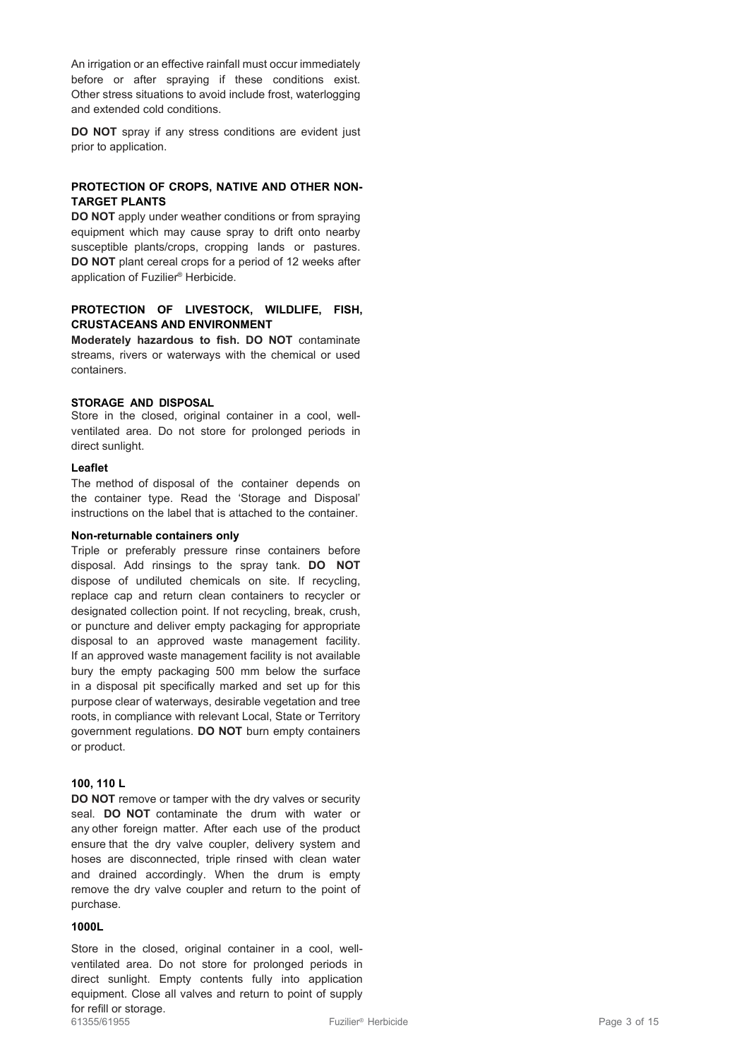An irrigation or an effective rainfall must occur immediately before or after spraying if these conditions exist. Other stress situations to avoid include frost, waterlogging and extended cold conditions.

**DO NOT** spray if any stress conditions are evident just prior to application.

### PROTECTION OF CROPS, NATIVE AND OTHER NON-TARGET PLANTS

**DO NOT** apply under weather conditions or from spraying equipment which may cause spray to drift onto nearby susceptible plants/crops, cropping lands or pastures. **DO NOT** plant cereal crops for a period of 12 weeks after application of Fuzilier® Herbicide.

### PROTECTION OF LIVESTOCK, WILDLIFE, FISH, CRUSTACEANS AND ENVIRONMENT

**Moderately hazardous to fish. DO NOT** contaminate streams, rivers or waterways with the chemical or used containers.

### STORAGE AND DISPOSAL

Store in the closed, original container in a cool, well-ventilated area. Do not store for prolonged periods in direct sunlight.

#### Leaflet

The method of disposal of the container depends on the container type. Read the 'Storage and Disposal' instructions on the label that is attached to the container.

#### Non-returnable containers only

Triple or preferably pressure rinse containers before disposal. Add rinsings to the spray tank. **DO NOT** dispose of undiluted chemicals on site. If recycling, replace cap and return clean containers to recycler or designated collection point. If not recycling, break, crush, or puncture and deliver empty packaging for appropriate disposal to an approved waste management facility. If an approved waste management facility is not available bury the empty packaging 500 mm below the surface in a disposal pit specifically marked and set up for this purpose clear of waterways, desirable vegetation and tree roots, in compliance with relevant Local, State or Territory government regulations. **DO NOT** burn empty containers or product.

#### 100, 110 L

**DO NOT** remove or tamper with the dry valves or security seal. **DO NOT** contaminate the drum with water or any other foreign matter. After each use of the product ensure that the dry valve coupler, delivery system and hoses are disconnected, triple rinsed with clean water and drained accordingly. When the drum is empty remove the dry valve coupler and return to the point of purchase.

#### 1000L

Store in the closed, original container in a cool, well-ventilated area. Do not store for prolonged periods in direct sunlight. Empty contents fully into application equipment. Close all valves and return to point of supply for refill or storage.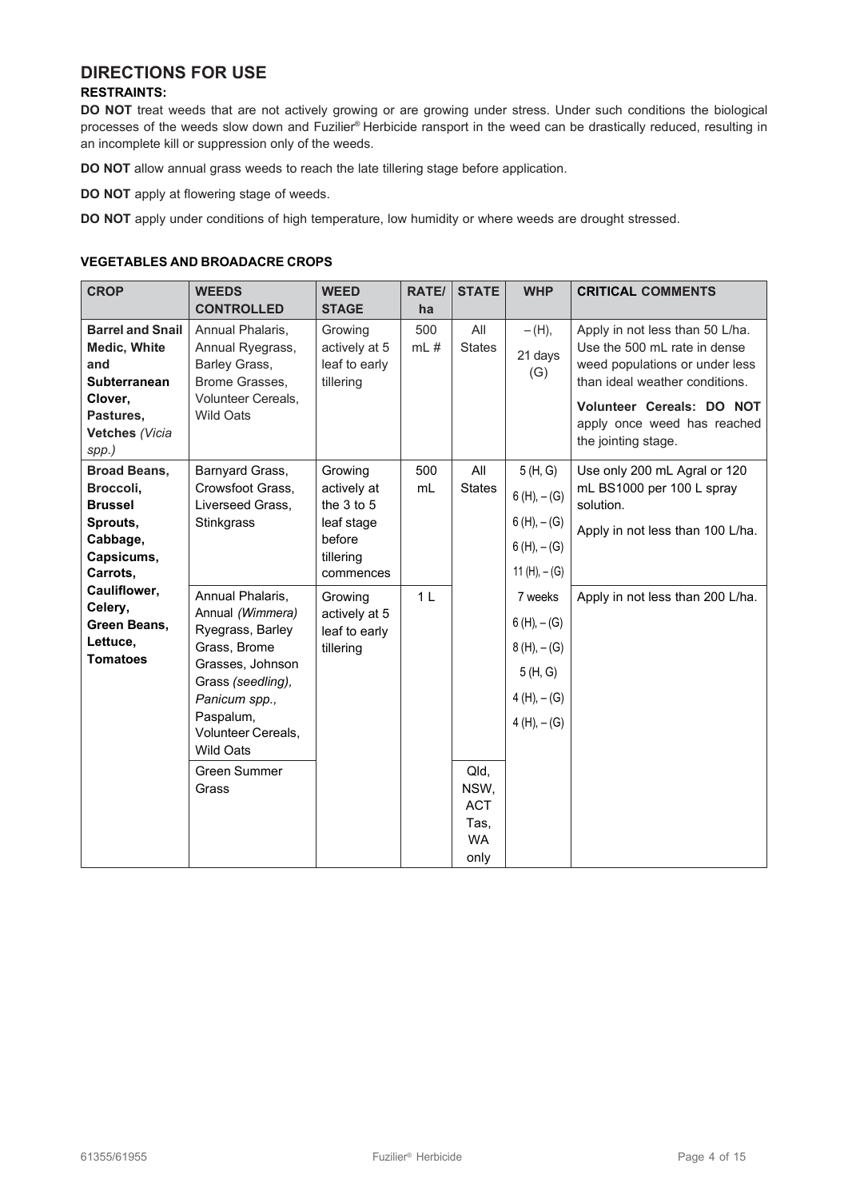## DIRECTIONS FOR USE

**RESTRAINTS:**

**DO NOT** treat weeds that are not actively growing or are growing under stress. Under such conditions the biological processes of the weeds slow down and Fuzilier® Herbicide ransport in the weed can be drastically reduced, resulting in an incomplete kill or suppression only of the weeds.

**DO NOT** allow annual grass weeds to reach the late tillering stage before application.

**DO NOT** apply at flowering stage of weeds.

**DO NOT** apply under conditions of high temperature, low humidity or where weeds are drought stressed.

**VEGETABLES AND BROADACRE CROPS**

| CROP | WEEDS CONTROLLED | WEED STAGE | RATE/ ha | STATE | WHP | CRITICAL COMMENTS |
|---|---|---|---|---|---|---|
| **Barrel and Snail Medic, White and Subterranean Clover, Pastures, Vetches** *(Vicia spp.)* | Annual Phalaris, Annual Ryegrass, Barley Grass, Brome Grasses, Volunteer Cereals, Wild Oats | Growing actively at 5 leaf to early tillering | 500 mL # | All States | – (H), 21 days (G) | Apply in not less than 50 L/ha. Use the 500 mL rate in dense weed populations or under less than ideal weather conditions. **Volunteer Cereals: DO NOT** apply once weed has reached the jointing stage. |
| **Broad Beans, Broccoli, Brussel Sprouts, Cabbage, Capsicums, Carrots, Cauliflower, Celery, Green Beans, Lettuce, Tomatoes** | Barnyard Grass, Crowsfoot Grass, Liverseed Grass, Stinkgrass | Growing actively at the 3 to 5 leaf stage before tillering commences | 500 mL | All States | 5 (H, G)<br>6 (H), – (G)<br>6 (H), – (G)<br>6 (H), – (G)<br>11 (H), – (G)<br>7 weeks<br>6 (H), – (G)<br>8 (H), – (G)<br>5 (H, G)<br>4 (H), – (G)<br>4 (H), – (G) | Use only 200 mL Agral or 120 mL BS1000 per 100 L spray solution. Apply in not less than 100 L/ha. |
| | Annual Phalaris, Annual *(Wimmera)* Ryegrass, Barley Grass, Brome Grasses, Johnson Grass *(seedling)*, *Panicum spp.*, Paspalum, Volunteer Cereals, Wild Oats | Growing actively at 5 leaf to early tillering | 1 L | | | Apply in not less than 200 L/ha. |
| | Green Summer Grass | | | Qld, NSW, ACT Tas, WA only | | |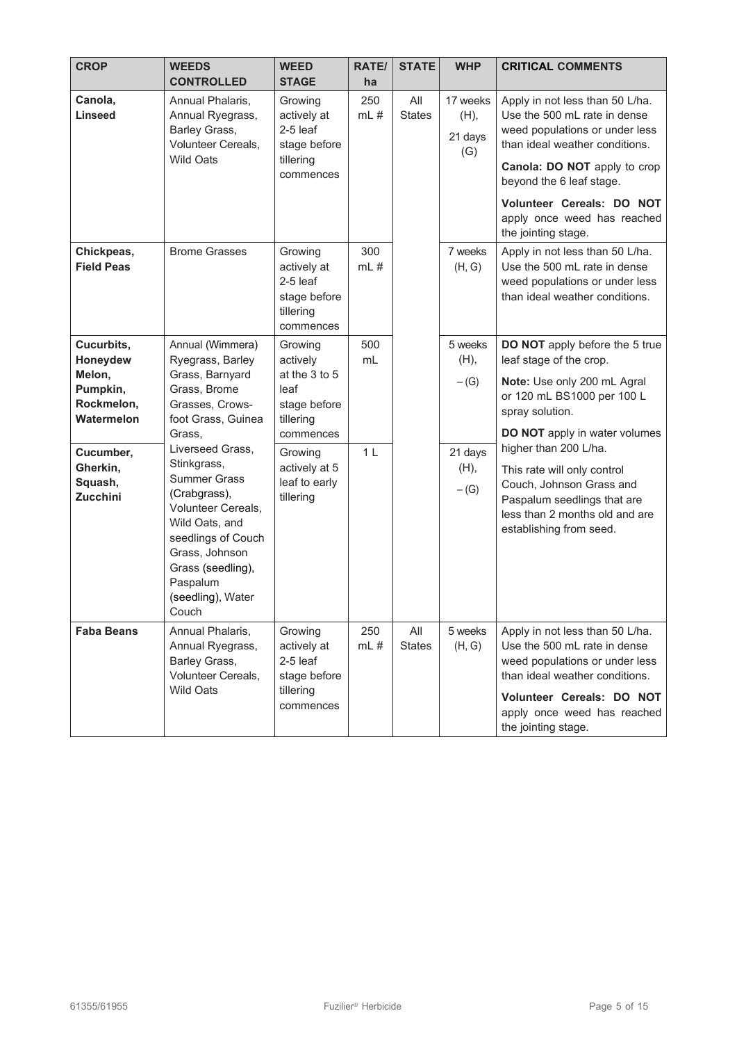| CROP | WEEDS CONTROLLED | WEED STAGE | RATE/ ha | STATE | WHP | CRITICAL COMMENTS |
|---|---|---|---|---|---|---|
| **Canola, Linseed** | Annual Phalaris, Annual Ryegrass, Barley Grass, Volunteer Cereals, Wild Oats | Growing actively at 2-5 leaf stage before tillering commences | 250 mL # | All States | 17 weeks (H), 21 days (G) | Apply in not less than 50 L/ha. Use the 500 mL rate in dense weed populations or under less than ideal weather conditions. **Canola: DO NOT** apply to crop beyond the 6 leaf stage. **Volunteer Cereals: DO NOT** apply once weed has reached the jointing stage. |
| **Chickpeas, Field Peas** | Brome Grasses | Growing actively at 2-5 leaf stage before tillering commences | 300 mL # | | 7 weeks (H, G) | Apply in not less than 50 L/ha. Use the 500 mL rate in dense weed populations or under less than ideal weather conditions. |
| **Cucurbits, Honeydew Melon, Pumpkin, Rockmelon, Watermelon** | Annual (Wimmera) Ryegrass, Barley Grass, Barnyard Grass, Brome Grasses, Crows-foot Grass, Guinea Grass, Liverseed Grass, Stinkgrass, Summer Grass (Crabgrass), Volunteer Cereals, Wild Oats, and seedlings of Couch Grass, Johnson Grass (seedling), Paspalum (seedling), Water Couch | Growing actively at the 3 to 5 leaf stage before tillering commences | 500 mL | | 5 weeks (H), – (G) | **DO NOT** apply before the 5 true leaf stage of the crop. **Note:** Use only 200 mL Agral or 120 mL BS1000 per 100 L spray solution. **DO NOT** apply in water volumes higher than 200 L/ha. This rate will only control Couch, Johnson Grass and Paspalum seedlings that are less than 2 months old and are establishing from seed. |
| **Cucumber, Gherkin, Squash, Zucchini** | | Growing actively at 5 leaf to early tillering | 1 L | | 21 days (H), – (G) | |
| **Faba Beans** | Annual Phalaris, Annual Ryegrass, Barley Grass, Volunteer Cereals, Wild Oats | Growing actively at 2-5 leaf stage before tillering commences | 250 mL # | All States | 5 weeks (H, G) | Apply in not less than 50 L/ha. Use the 500 mL rate in dense weed populations or under less than ideal weather conditions. **Volunteer Cereals: DO NOT** apply once weed has reached the jointing stage. |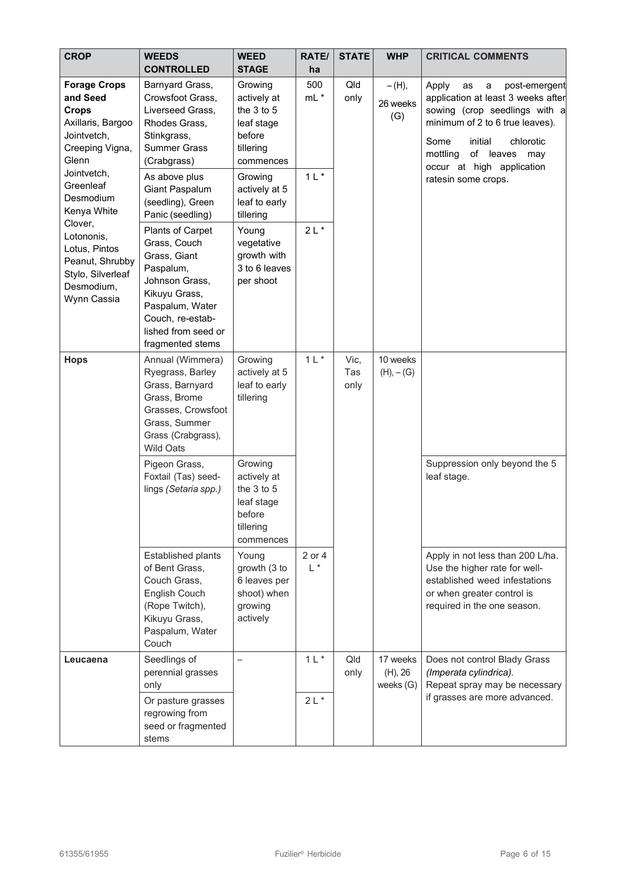| CROP | WEEDS CONTROLLED | WEED STAGE | RATE/ ha | STATE | WHP | CRITICAL COMMENTS |
|---|---|---|---|---|---|---|
| **Forage Crops and Seed Crops** Axillaris, Bargoo Jointvetch, Creeping Vigna, Glenn Jointvetch, Greenleaf Desmodium Kenya White Clover, Lotononis, Lotus, Pintos Peanut, Shrubby Stylo, Silverleaf Desmodium, Wynn Cassia | Barnyard Grass, Crowsfoot Grass, Liverseed Grass, Rhodes Grass, Stinkgrass, Summer Grass (Crabgrass) | Growing actively at the 3 to 5 leaf stage before tillering commences | 500 mL * | Qld only | – (H), 26 weeks (G) | Apply as a post-emergent application at least 3 weeks after sowing (crop seedlings with a minimum of 2 to 6 true leaves). Some initial chlorotic mottling of leaves may occur at high application ratesin some crops. |
| | As above plus Giant Paspalum (seedling), Green Panic (seedling) | Growing actively at 5 leaf to early tillering | 1 L * | | | |
| | Plants of Carpet Grass, Couch Grass, Giant Paspalum, Johnson Grass, Kikuyu Grass, Paspalum, Water Couch, re-established from seed or fragmented stems | Young vegetative growth with 3 to 6 leaves per shoot | 2 L * | | | |
| **Hops** | Annual (Wimmera) Ryegrass, Barley Grass, Barnyard Grass, Brome Grasses, Crowsfoot Grass, Summer Grass (Crabgrass), Wild Oats | Growing actively at 5 leaf to early tillering | 1 L * | Vic, Tas only | 10 weeks (H), – (G) | |
| | Pigeon Grass, Foxtail (Tas) seedlings *(Setaria spp.)* | Growing actively at the 3 to 5 leaf stage before tillering commences | | | | Suppression only beyond the 5 leaf stage. |
| | Established plants of Bent Grass, Couch Grass, English Couch (Rope Twitch), Kikuyu Grass, Paspalum, Water Couch | Young growth (3 to 6 leaves per shoot) when growing actively | 2 or 4 L * | | | Apply in not less than 200 L/ha. Use the higher rate for well-established weed infestations or when greater control is required in the one season. |
| **Leucaena** | Seedlings of perennial grasses only | – | 1 L * | Qld only | 17 weeks (H), 26 weeks (G) | Does not control Blady Grass *(Imperata cylindrica)*. Repeat spray may be necessary if grasses are more advanced. |
| | Or pasture grasses regrowing from seed or fragmented stems | | 2 L * | | | |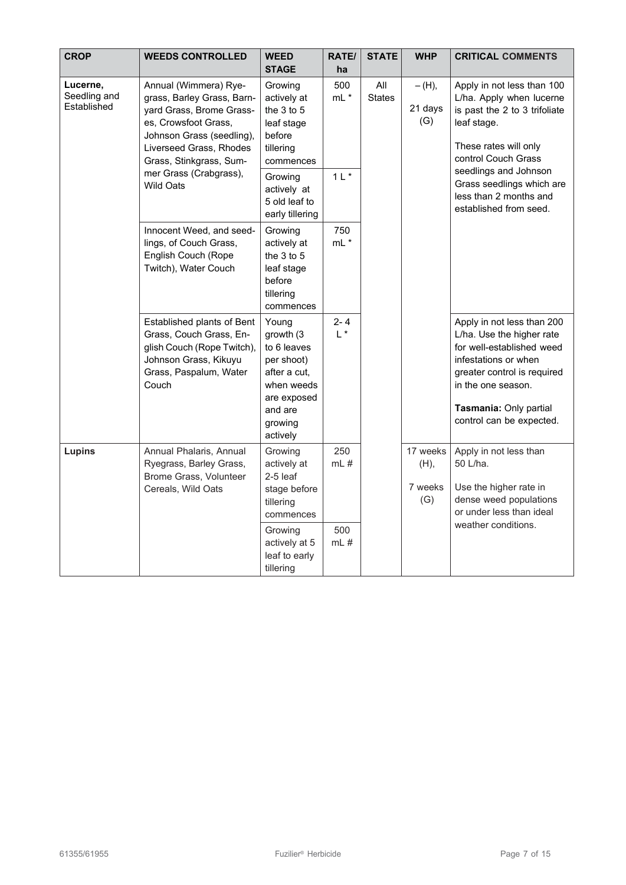| CROP | WEEDS CONTROLLED | WEED STAGE | RATE/ ha | STATE | WHP | CRITICAL COMMENTS |
|---|---|---|---|---|---|---|
| **Lucerne,** Seedling and Established | Annual (Wimmera) Ryegrass, Barley Grass, Barnyard Grass, Brome Grasses, Crowsfoot Grass, Johnson Grass (seedling), Liverseed Grass, Rhodes Grass, Stinkgrass, Summer Grass (Crabgrass), Wild Oats | Growing actively at the 3 to 5 leaf stage before tillering commences | 500 mL * | All States | – (H), 21 days (G) | Apply in not less than 100 L/ha. Apply when lucerne is past the 2 to 3 trifoliate leaf stage. These rates will only control Couch Grass seedlings and Johnson Grass seedlings which are less than 2 months and established from seed. |
| | | Growing actively at 5 old leaf to early tillering | 1 L * | | | |
| | Innocent Weed, and seedlings, of Couch Grass, English Couch (Rope Twitch), Water Couch | Growing actively at the 3 to 5 leaf stage before tillering commences | 750 mL * | | | |
| | Established plants of Bent Grass, Couch Grass, English Couch (Rope Twitch), Johnson Grass, Kikuyu Grass, Paspalum, Water Couch | Young growth (3 to 6 leaves per shoot) after a cut, when weeds are exposed and are growing actively | 2- 4 L * | | | Apply in not less than 200 L/ha. Use the higher rate for well-established weed infestations or when greater control is required in the one season. **Tasmania:** Only partial control can be expected. |
| **Lupins** | Annual Phalaris, Annual Ryegrass, Barley Grass, Brome Grass, Volunteer Cereals, Wild Oats | Growing actively at 2-5 leaf stage before tillering commences | 250 mL # | | 17 weeks (H), 7 weeks (G) | Apply in not less than 50 L/ha. Use the higher rate in dense weed populations or under less than ideal weather conditions. |
| | | Growing actively at 5 leaf to early tillering | 500 mL # | | | |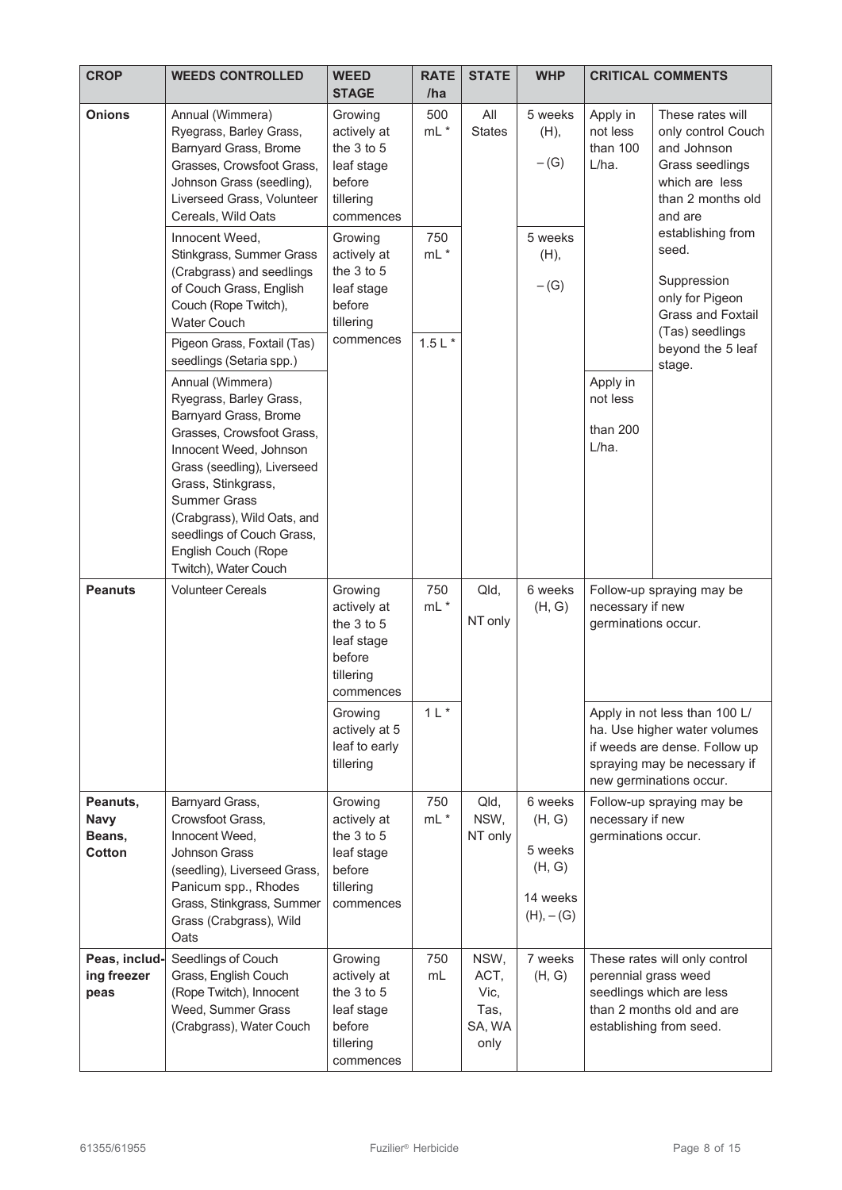| CROP | WEEDS CONTROLLED | WEED STAGE | RATE /ha | STATE | WHP | CRITICAL COMMENTS | |
|---|---|---|---|---|---|---|---|
| **Onions** | Annual (Wimmera) Ryegrass, Barley Grass, Barnyard Grass, Brome Grasses, Crowsfoot Grass, Johnson Grass (seedling), Liverseed Grass, Volunteer Cereals, Wild Oats | Growing actively at the 3 to 5 leaf stage before tillering commences | 500 mL * | All States | 5 weeks (H), – (G) | Apply in not less than 100 L/ha. | These rates will only control Couch and Johnson Grass seedlings which are less than 2 months old and are establishing from seed. Suppression only for Pigeon Grass and Foxtail (Tas) seedlings beyond the 5 leaf stage. |
| | Innocent Weed, Stinkgrass, Summer Grass (Crabgrass) and seedlings of Couch Grass, English Couch (Rope Twitch), Water Couch | Growing actively at the 3 to 5 leaf stage before tillering commences | 750 mL * | | 5 weeks (H), – (G) | | |
| | Pigeon Grass, Foxtail (Tas) seedlings (Setaria spp.) | | 1.5 L * | | | | |
| | Annual (Wimmera) Ryegrass, Barley Grass, Barnyard Grass, Brome Grasses, Crowsfoot Grass, Innocent Weed, Johnson Grass (seedling), Liverseed Grass, Stinkgrass, Summer Grass (Crabgrass), Wild Oats, and seedlings of Couch Grass, English Couch (Rope Twitch), Water Couch | | | | | Apply in not less than 200 L/ha. | |
| **Peanuts** | Volunteer Cereals | Growing actively at the 3 to 5 leaf stage before tillering commences | 750 mL * | Qld, NT only | 6 weeks (H, G) | Follow-up spraying may be necessary if new germinations occur. | |
| | | Growing actively at 5 leaf to early tillering | 1 L * | | | Apply in not less than 100 L/ha. Use higher water volumes if weeds are dense. Follow up spraying may be necessary if new germinations occur. | |
| **Peanuts, Navy Beans, Cotton** | Barnyard Grass, Crowsfoot Grass, Innocent Weed, Johnson Grass (seedling), Liverseed Grass, Panicum spp., Rhodes Grass, Stinkgrass, Summer Grass (Crabgrass), Wild Oats | Growing actively at the 3 to 5 leaf stage before tillering commences | 750 mL * | Qld, NSW, NT only | 6 weeks (H, G) 5 weeks (H, G) 14 weeks (H), – (G) | Follow-up spraying may be necessary if new germinations occur. | |
| **Peas, including freezer peas** | Seedlings of Couch Grass, English Couch (Rope Twitch), Innocent Weed, Summer Grass (Crabgrass), Water Couch | Growing actively at the 3 to 5 leaf stage before tillering commences | 750 mL | NSW, ACT, Vic, Tas, SA, WA only | 7 weeks (H, G) | These rates will only control perennial grass weed seedlings which are less than 2 months old and are establishing from seed. | |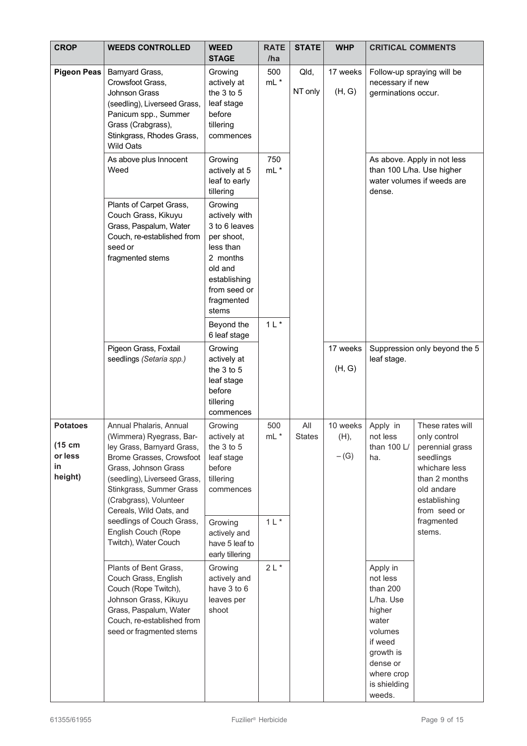| CROP | WEEDS CONTROLLED | WEED STAGE | RATE /ha | STATE | WHP | CRITICAL COMMENTS | |
|---|---|---|---|---|---|---|---|
| **Pigeon Peas** | Barnyard Grass, Crowsfoot Grass, Johnson Grass (seedling), Liverseed Grass, Panicum spp., Summer Grass (Crabgrass), Stinkgrass, Rhodes Grass, Wild Oats | Growing actively at the 3 to 5 leaf stage before tillering commences | 500 mL * | Qld, NT only | 17 weeks (H, G) | Follow-up spraying will be necessary if new germinations occur. | |
| | As above plus Innocent Weed | Growing actively at 5 leaf to early tillering | 750 mL * | | | As above. Apply in not less than 100 L/ha. Use higher water volumes if weeds are dense. | |
| | Plants of Carpet Grass, Couch Grass, Kikuyu Grass, Paspalum, Water Couch, re-established from seed or fragmented stems | Growing actively with 3 to 6 leaves per shoot, less than 2 months old and establishing from seed or fragmented stems | | | | | |
| | | Beyond the 6 leaf stage | 1 L * | | | | |
| | Pigeon Grass, Foxtail seedlings *(Setaria spp.)* | Growing actively at the 3 to 5 leaf stage before tillering commences | | | 17 weeks (H, G) | Suppression only beyond the 5 leaf stage. | |
| **Potatoes (15 cm or less in height)** | Annual Phalaris, Annual (Wimmera) Ryegrass, Barley Grass, Barnyard Grass, Brome Grasses, Crowsfoot Grass, Johnson Grass (seedling), Liverseed Grass, Stinkgrass, Summer Grass (Crabgrass), Volunteer Cereals, Wild Oats, and seedlings of Couch Grass, English Couch (Rope Twitch), Water Couch | Growing actively at the 3 to 5 leaf stage before tillering commences | 500 mL * | All States | 10 weeks (H), – (G) | Apply in not less than 100 L/ ha. | These rates will only control perennial grass seedlings whichare less than 2 months old andare establishing from seed or fragmented stems. |
| | | Growing actively and have 5 leaf to early tillering | 1 L * | | | | |
| | Plants of Bent Grass, Couch Grass, English Couch (Rope Twitch), Johnson Grass, Kikuyu Grass, Paspalum, Water Couch, re-established from seed or fragmented stems | Growing actively and have 3 to 6 leaves per shoot | 2 L * | | | Apply in not less than 200 L/ha. Use higher water volumes if weed growth is dense or where crop is shielding weeds. | |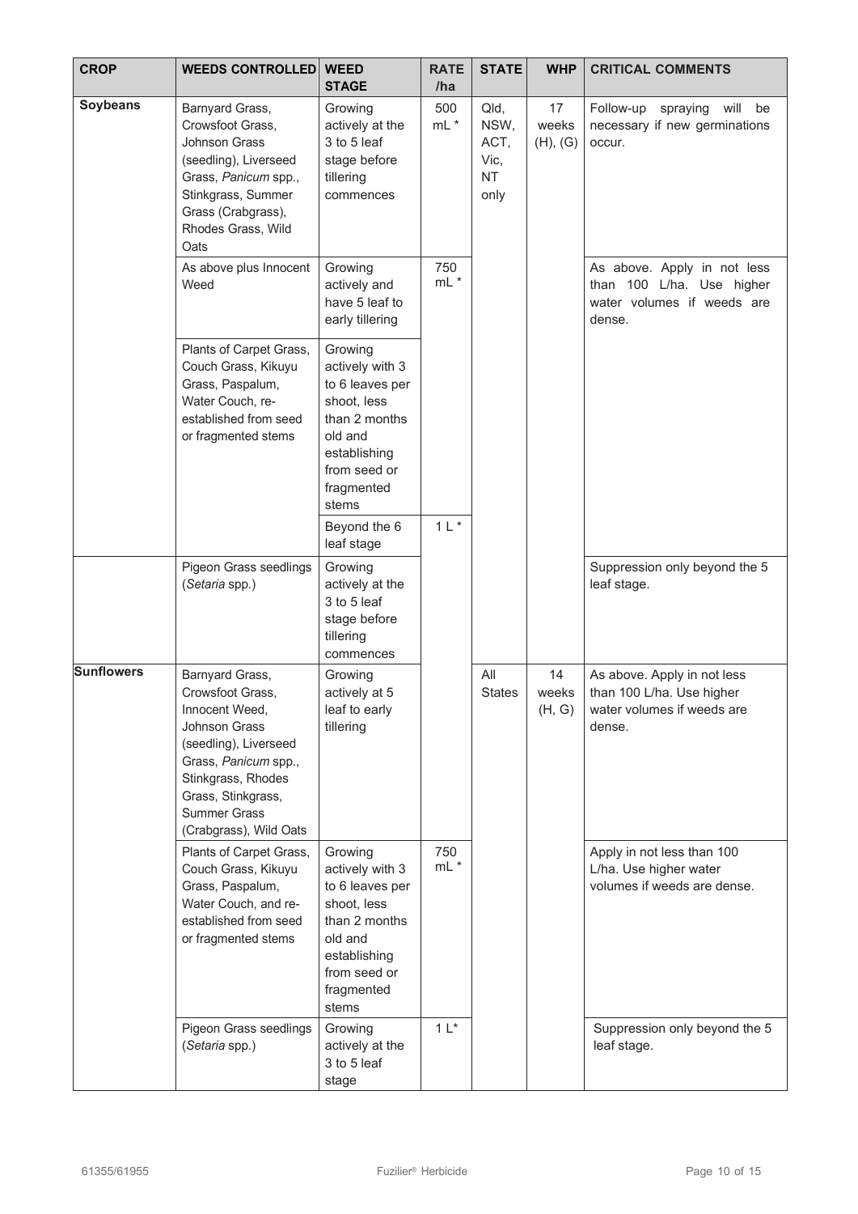| CROP | WEEDS CONTROLLED | WEED STAGE | RATE /ha | STATE | WHP | CRITICAL COMMENTS |
|---|---|---|---|---|---|---|
| **Soybeans** | Barnyard Grass, Crowsfoot Grass, Johnson Grass (seedling), Liverseed Grass, *Panicum* spp., Stinkgrass, Summer Grass (Crabgrass), Rhodes Grass, Wild Oats | Growing actively at the 3 to 5 leaf stage before tillering commences | 500 mL * | Qld, NSW, ACT, Vic, NT only | 17 weeks (H), (G) | Follow-up spraying will be necessary if new germinations occur. |
| | As above plus Innocent Weed | Growing actively and have 5 leaf to early tillering | 750 mL * | | | As above. Apply in not less than 100 L/ha. Use higher water volumes if weeds are dense. |
| | Plants of Carpet Grass, Couch Grass, Kikuyu Grass, Paspalum, Water Couch, re-established from seed or fragmented stems | Growing actively with 3 to 6 leaves per shoot, less than 2 months old and establishing from seed or fragmented stems | | | | |
| | | Beyond the 6 leaf stage | 1 L * | | | |
| | Pigeon Grass seedlings (*Setaria* spp.) | Growing actively at the 3 to 5 leaf stage before tillering commences | | | | Suppression only beyond the 5 leaf stage. |
| **Sunflowers** | Barnyard Grass, Crowsfoot Grass, Innocent Weed, Johnson Grass (seedling), Liverseed Grass, *Panicum* spp., Stinkgrass, Rhodes Grass, Stinkgrass, Summer Grass (Crabgrass), Wild Oats | Growing actively at 5 leaf to early tillering | | All States | 14 weeks (H, G) | As above. Apply in not less than 100 L/ha. Use higher water volumes if weeds are dense. |
| | Plants of Carpet Grass, Couch Grass, Kikuyu Grass, Paspalum, Water Couch, and re-established from seed or fragmented stems | Growing actively with 3 to 6 leaves per shoot, less than 2 months old and establishing from seed or fragmented stems | 750 mL * | | | Apply in not less than 100 L/ha. Use higher water volumes if weeds are dense. |
| | Pigeon Grass seedlings (*Setaria* spp.) | Growing actively at the 3 to 5 leaf stage | 1 L* | | | Suppression only beyond the 5 leaf stage. |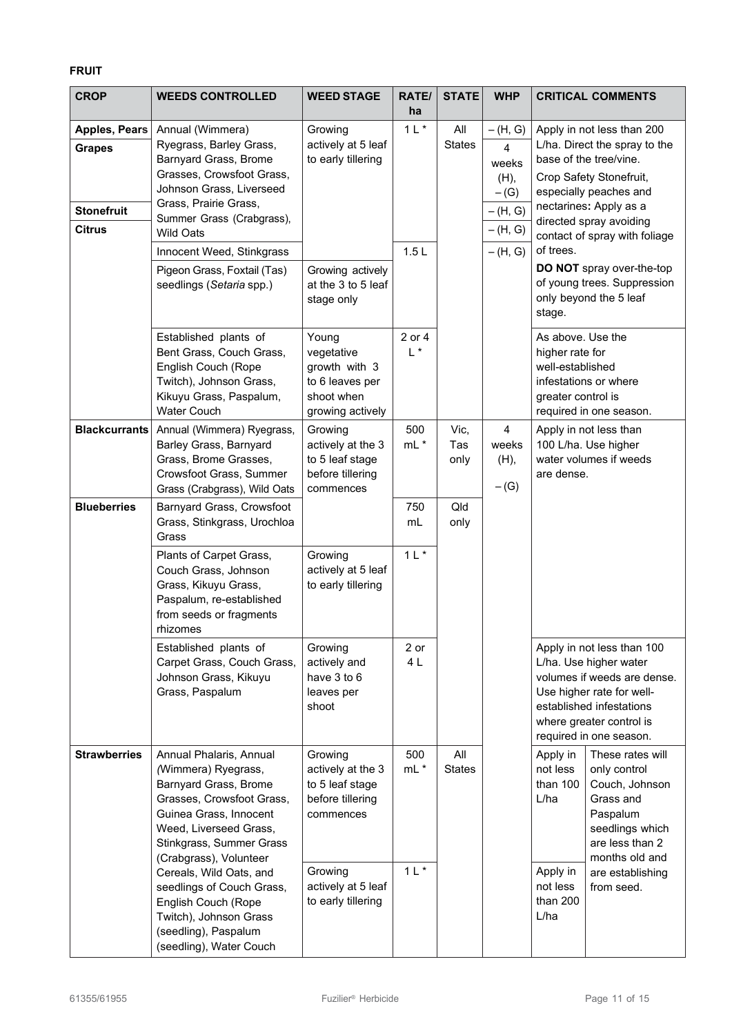**FRUIT**

| CROP | WEEDS CONTROLLED | WEED STAGE | RATE/ ha | STATE | WHP | CRITICAL COMMENTS |
|---|---|---|---|---|---|---|
| **Apples, Pears** | Annual (Wimmera) Ryegrass, Barley Grass, Barnyard Grass, Brome Grasses, Crowsfoot Grass, Johnson Grass, Liverseed Grass, Prairie Grass, Summer Grass (Crabgrass), Wild Oats | Growing actively at 5 leaf to early tillering | 1 L * | All States | – (H, G) | Apply in not less than 200 L/ha. Direct the spray to the base of the tree/vine. Crop Safety Stonefruit, especially peaches and nectarines**:** Apply as a directed spray avoiding contact of spray with foliage of trees. **DO NOT** spray over-the-top of young trees. Suppression only beyond the 5 leaf stage. |
| **Grapes** | | | | | 4 weeks (H), – (G) | |
| **Stonefruit** | | | | | – (H, G) | |
| **Citrus** | | | | | – (H, G) | |
| | Innocent Weed, Stinkgrass | | 1.5 L | | – (H, G) | |
| | Pigeon Grass, Foxtail (Tas) seedlings (*Setaria* spp.) | Growing actively at the 3 to 5 leaf stage only | | | | |
| | Established plants of Bent Grass, Couch Grass, English Couch (Rope Twitch), Johnson Grass, Kikuyu Grass, Paspalum, Water Couch | Young vegetative growth with 3 to 6 leaves per shoot when growing actively | 2 or 4 L * | | | As above. Use the higher rate for well-established infestations or where greater control is required in one season. |
| **Blackcurrants** | Annual (Wimmera) Ryegrass, Barley Grass, Barnyard Grass, Brome Grasses, Crowsfoot Grass, Summer Grass (Crabgrass), Wild Oats | Growing actively at the 3 to 5 leaf stage before tillering commences | 500 mL * | Vic, Tas only | 4 weeks (H), – (G) | Apply in not less than 100 L/ha. Use higher water volumes if weeds are dense. |
| **Blueberries** | Barnyard Grass, Crowsfoot Grass, Stinkgrass, Urochloa Grass | | 750 mL | Qld only | | |
| | Plants of Carpet Grass, Couch Grass, Johnson Grass, Kikuyu Grass, Paspalum, re-established from seeds or fragments rhizomes | Growing actively at 5 leaf to early tillering | 1 L * | | | |
| | Established plants of Carpet Grass, Couch Grass, Johnson Grass, Kikuyu Grass, Paspalum | Growing actively and have 3 to 6 leaves per shoot | 2 or 4 L | | | Apply in not less than 100 L/ha. Use higher water volumes if weeds are dense. Use higher rate for well-established infestations where greater control is required in one season. |
| **Strawberries** | Annual Phalaris, Annual (Wimmera) Ryegrass, Barnyard Grass, Brome Grasses, Crowsfoot Grass, Guinea Grass, Innocent Weed, Liverseed Grass, Stinkgrass, Summer Grass (Crabgrass), Volunteer Cereals, Wild Oats, and seedlings of Couch Grass, English Couch (Rope Twitch), Johnson Grass (seedling), Paspalum (seedling), Water Couch | Growing actively at the 3 to 5 leaf stage before tillering commences | 500 mL * | All States | | Apply in not less than 100 L/ha. These rates will only control Couch, Johnson Grass and Paspalum seedlings which are less than 2 months old and are establishing from seed. |
| | | Growing actively at 5 leaf to early tillering | 1 L * | | | Apply in not less than 200 L/ha. These rates will only control Couch, Johnson Grass and Paspalum seedlings which are less than 2 months old and are establishing from seed. |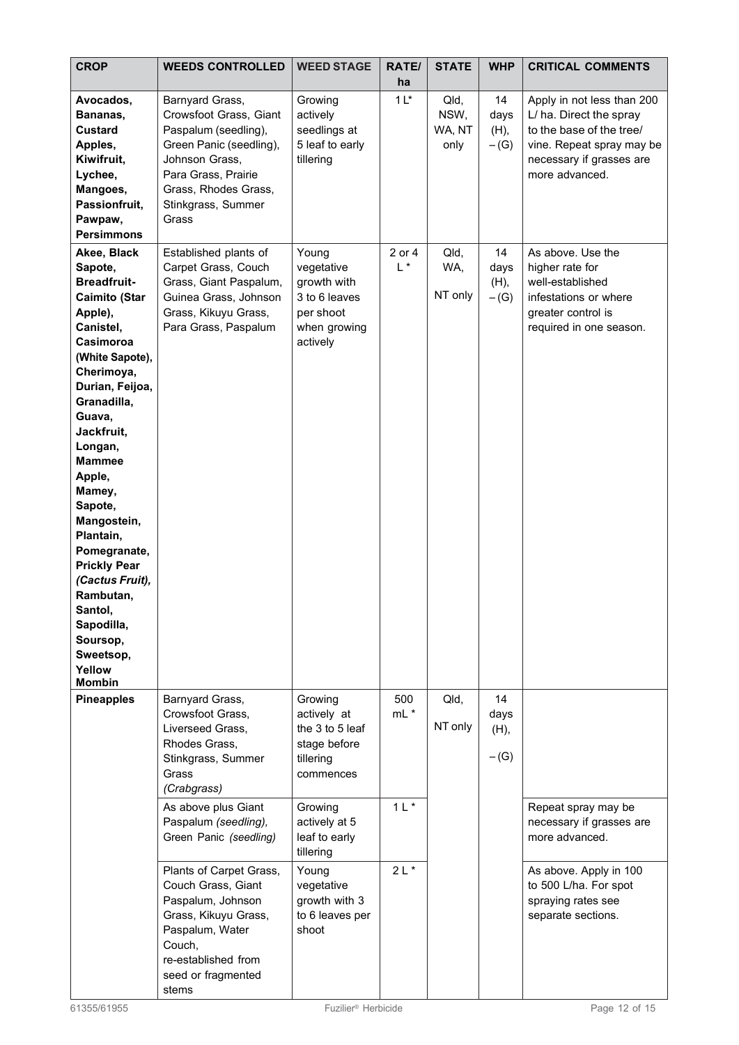| CROP | WEEDS CONTROLLED | WEED STAGE | RATE/ ha | STATE | WHP | CRITICAL COMMENTS |
|---|---|---|---|---|---|---|
| **Avocados, Bananas, Custard Apples, Kiwifruit, Lychee, Mangoes, Passionfruit, Pawpaw, Persimmons** | Barnyard Grass, Crowsfoot Grass, Giant Paspalum (seedling), Green Panic (seedling), Johnson Grass, Para Grass, Prairie Grass, Rhodes Grass, Stinkgrass, Summer Grass | Growing actively seedlings at 5 leaf to early tillering | 1 L* | Qld, NSW, WA, NT only | 14 days (H), – (G) | Apply in not less than 200 L/ ha. Direct the spray to the base of the tree/ vine. Repeat spray may be necessary if grasses are more advanced. |
| **Akee, Black Sapote, Breadfruit-Caimito (Star Apple), Canistel, Casimoroa (White Sapote), Cherimoya, Durian, Feijoa, Granadilla, Guava, Jackfruit, Longan, Mammee Apple, Mamey, Sapote, Mangostein, Plantain, Pomegranate, Prickly Pear *(Cactus Fruit),* Rambutan, Santol, Sapodilla, Soursop, Sweetsop, Yellow Mombin** | Established plants of Carpet Grass, Couch Grass, Giant Paspalum, Guinea Grass, Johnson Grass, Kikuyu Grass, Para Grass, Paspalum | Young vegetative growth with 3 to 6 leaves per shoot when growing actively | 2 or 4 L * | Qld, WA, NT only | 14 days (H), – (G) | As above. Use the higher rate for well-established infestations or where greater control is required in one season. |
| **Pineapples** | Barnyard Grass, Crowsfoot Grass, Liverseed Grass, Rhodes Grass, Stinkgrass, Summer Grass *(Crabgrass)* | Growing actively at the 3 to 5 leaf stage before tillering commences | 500 mL * | Qld, NT only | 14 days (H), – (G) | |
| | As above plus Giant Paspalum *(seedling),* Green Panic *(seedling)* | Growing actively at 5 leaf to early tillering | 1 L * | | | Repeat spray may be necessary if grasses are more advanced. |
| | Plants of Carpet Grass, Couch Grass, Giant Paspalum, Johnson Grass, Kikuyu Grass, Paspalum, Water Couch, re-established from seed or fragmented stems | Young vegetative growth with 3 to 6 leaves per shoot | 2 L * | | | As above. Apply in 100 to 500 L/ha. For spot spraying rates see separate sections. |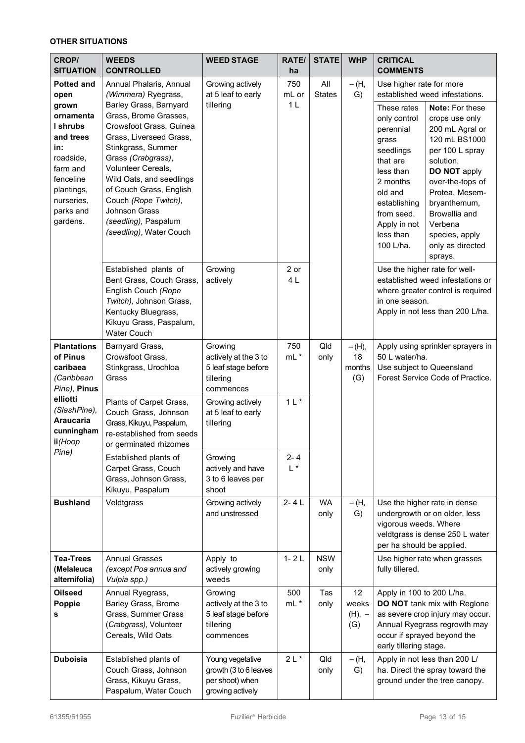**OTHER SITUATIONS**

| CROP/ SITUATION | WEEDS CONTROLLED | WEED STAGE | RATE/ ha | STATE | WHP | CRITICAL COMMENTS |
|---|---|---|---|---|---|---|
| **Potted and open grown ornamental shrubs and trees in:** roadside, farm and fenceline plantings, nurseries, parks and gardens. | Annual Phalaris, Annual *(Wimmera)* Ryegrass, Barley Grass, Barnyard Grass, Brome Grasses, Crowsfoot Grass, Guinea Grass, Liverseed Grass, Stinkgrass, Summer Grass *(Crabgrass)*, Volunteer Cereals, Wild Oats, and seedlings of Couch Grass, English Couch *(Rope Twitch)*, Johnson Grass *(seedling)*, Paspalum *(seedling)*, Water Couch | Growing actively at 5 leaf to early tillering | 750 mL or 1 L | All States | – (H, G) | Use higher rate for more established weed infestations. These rates only control perennial grass seedlings that are less than 2 months old and establishing from seed. Apply in not less than 100 L/ha. **Note:** For these crops use only 200 mL Agral or 120 mL BS1000 per 100 L spray solution. **DO NOT** apply over-the-tops of Protea, Mesem-bryanthemum, Browallia and Verbena species, apply only as directed sprays. |
| | Established plants of Bent Grass, Couch Grass, English Couch *(Rope Twitch)*, Johnson Grass, Kentucky Bluegrass, Kikuyu Grass, Paspalum, Water Couch | Growing actively | 2 or 4 L | | | Use the higher rate for well-established weed infestations or where greater control is required in one season. Apply in not less than 200 L/ha. |
| **Plantations of Pinus caribaea** *(Caribbean Pine)*, **Pinus elliotti** *(SlashPine)*, **Araucaria cunninghamii** *(Hoop Pine)* | Barnyard Grass, Crowsfoot Grass, Stinkgrass, Urochloa Grass | Growing actively at the 3 to 5 leaf stage before tillering commences | 750 mL * | Qld only | – (H), 18 months (G) | Apply using sprinkler sprayers in 50 L water/ha. Use subject to Queensland Forest Service Code of Practice. |
| | Plants of Carpet Grass, Couch Grass, Johnson Grass, Kikuyu, Paspalum, re-established from seeds or germinated rhizomes | Growing actively at 5 leaf to early tillering | 1 L * | | | |
| | Established plants of Carpet Grass, Couch Grass, Johnson Grass, Kikuyu, Paspalum | Growing actively and have 3 to 6 leaves per shoot | 2- 4 L * | | | |
| **Bushland** | Veldtgrass | Growing actively and unstressed | 2- 4 L | WA only | – (H, G) | Use the higher rate in dense undergrowth or on older, less vigorous weeds. Where veldtgrass is dense 250 L water per ha should be applied. |
| **Tea-Trees (Melaleuca alternifolia)** | Annual Grasses *(except Poa annua and Vulpia spp.)* | Apply to actively growing weeds | 1- 2 L | NSW only | | Use higher rate when grasses fully tillered. |
| **Oilseed Poppies** | Annual Ryegrass, Barley Grass, Brome Grass, Summer Grass (*Crabgrass*), Volunteer Cereals, Wild Oats | Growing actively at the 3 to 5 leaf stage before tillering commences | 500 mL * | Tas only | 12 weeks (H), – (G) | Apply in 100 to 200 L/ha. **DO NOT** tank mix with Reglone as severe crop injury may occur. Annual Ryegrass regrowth may occur if sprayed beyond the early tillering stage. |
| **Duboisia** | Established plants of Couch Grass, Johnson Grass, Kikuyu Grass, Paspalum, Water Couch | Young vegetative growth (3 to 6 leaves per shoot) when growing actively | 2 L * | Qld only | – (H, G) | Apply in not less than 200 L/ ha. Direct the spray toward the ground under the tree canopy. |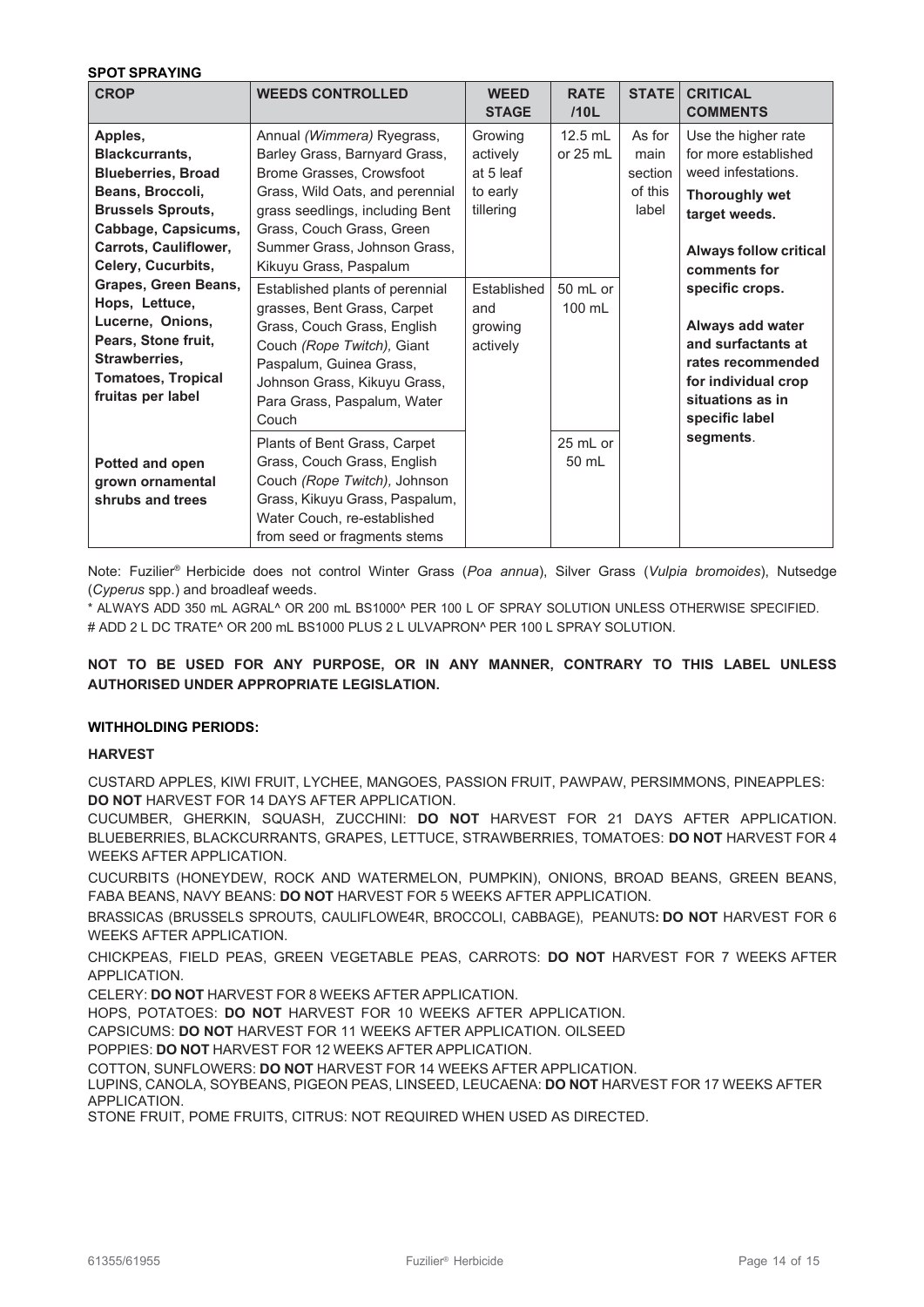**SPOT SPRAYING**

| CROP | WEEDS CONTROLLED | WEED STAGE | RATE /10L | STATE | CRITICAL COMMENTS |
|---|---|---|---|---|---|
| **Apples, Blackcurrants, Blueberries, Broad Beans, Broccoli, Brussels Sprouts, Cabbage, Capsicums, Carrots, Cauliflower, Celery, Cucurbits, Grapes, Green Beans, Hops, Lettuce, Onions, Pears, Stone fruit, Strawberries, Tomatoes, Tropical fruitas per label** | Annual *(Wimmera)* Ryegrass, Barley Grass, Barnyard Grass, Brome Grasses, Crowsfoot Grass, Wild Oats, and perennial grass seedlings, including Bent Grass, Couch Grass, Green Summer Grass, Johnson Grass, Kikuyu Grass, Paspalum | Growing actively at 5 leaf to early tillering | 12.5 mL or 25 mL | As for main section of this label | Use the higher rate for more established weed infestations. **Thoroughly wet target weeds.** **Always follow critical comments for specific crops.** **Always add water and surfactants at rates recommended for individual crop situations as in specific label segments**. |
| | Established plants of perennial grasses, Bent Grass, Carpet Grass, Couch Grass, English Couch *(Rope Twitch),* Giant Paspalum, Guinea Grass, Johnson Grass, Kikuyu Grass, Para Grass, Paspalum, Water Couch | Established and growing actively | 50 mL or 100 mL | | |
| **Potted and open grown ornamental shrubs and trees** | Plants of Bent Grass, Carpet Grass, Couch Grass, English Couch *(Rope Twitch),* Johnson Grass, Kikuyu Grass, Paspalum, Water Couch, re-established from seed or fragments stems | | 25 mL or 50 mL | | |

Note: Fuzilier® Herbicide does not control Winter Grass (*Poa annua*), Silver Grass (*Vulpia bromoides*), Nutsedge (*Cyperus* spp.) and broadleaf weeds.

\* ALWAYS ADD 350 mL AGRAL^ OR 200 mL BS1000^ PER 100 L OF SPRAY SOLUTION UNLESS OTHERWISE SPECIFIED.

\# ADD 2 L DC TRATE^ OR 200 mL BS1000 PLUS 2 L ULVAPRON^ PER 100 L SPRAY SOLUTION.

**NOT TO BE USED FOR ANY PURPOSE, OR IN ANY MANNER, CONTRARY TO THIS LABEL UNLESS AUTHORISED UNDER APPROPRIATE LEGISLATION.**

**WITHHOLDING PERIODS:**

**HARVEST**

CUSTARD APPLES, KIWI FRUIT, LYCHEE, MANGOES, PASSION FRUIT, PAWPAW, PERSIMMONS, PINEAPPLES: **DO NOT** HARVEST FOR 14 DAYS AFTER APPLICATION.

CUCUMBER, GHERKIN, SQUASH, ZUCCHINI: **DO NOT** HARVEST FOR 21 DAYS AFTER APPLICATION.
BLUEBERRIES, BLACKCURRANTS, GRAPES, LETTUCE, STRAWBERRIES, TOMATOES: **DO NOT** HARVEST FOR 4 WEEKS AFTER APPLICATION.

CUCURBITS (HONEYDEW, ROCK AND WATERMELON, PUMPKIN), ONIONS, BROAD BEANS, GREEN BEANS, FABA BEANS, NAVY BEANS: **DO NOT** HARVEST FOR 5 WEEKS AFTER APPLICATION.

BRASSICAS (BRUSSELS SPROUTS, CAULIFLOWE4R, BROCCOLI, CABBAGE), PEANUTS**: DO NOT** HARVEST FOR 6 WEEKS AFTER APPLICATION.

CHICKPEAS, FIELD PEAS, GREEN VEGETABLE PEAS, CARROTS: **DO NOT** HARVEST FOR 7 WEEKS AFTER APPLICATION.

CELERY: **DO NOT** HARVEST FOR 8 WEEKS AFTER APPLICATION.

HOPS, POTATOES: **DO NOT** HARVEST FOR 10 WEEKS AFTER APPLICATION.

CAPSICUMS: **DO NOT** HARVEST FOR 11 WEEKS AFTER APPLICATION. OILSEED

POPPIES: **DO NOT** HARVEST FOR 12 WEEKS AFTER APPLICATION.

COTTON, SUNFLOWERS: **DO NOT** HARVEST FOR 14 WEEKS AFTER APPLICATION.

LUPINS, CANOLA, SOYBEANS, PIGEON PEAS, LINSEED, LEUCAENA: **DO NOT** HARVEST FOR 17 WEEKS AFTER APPLICATION.

STONE FRUIT, POME FRUITS, CITRUS: NOT REQUIRED WHEN USED AS DIRECTED.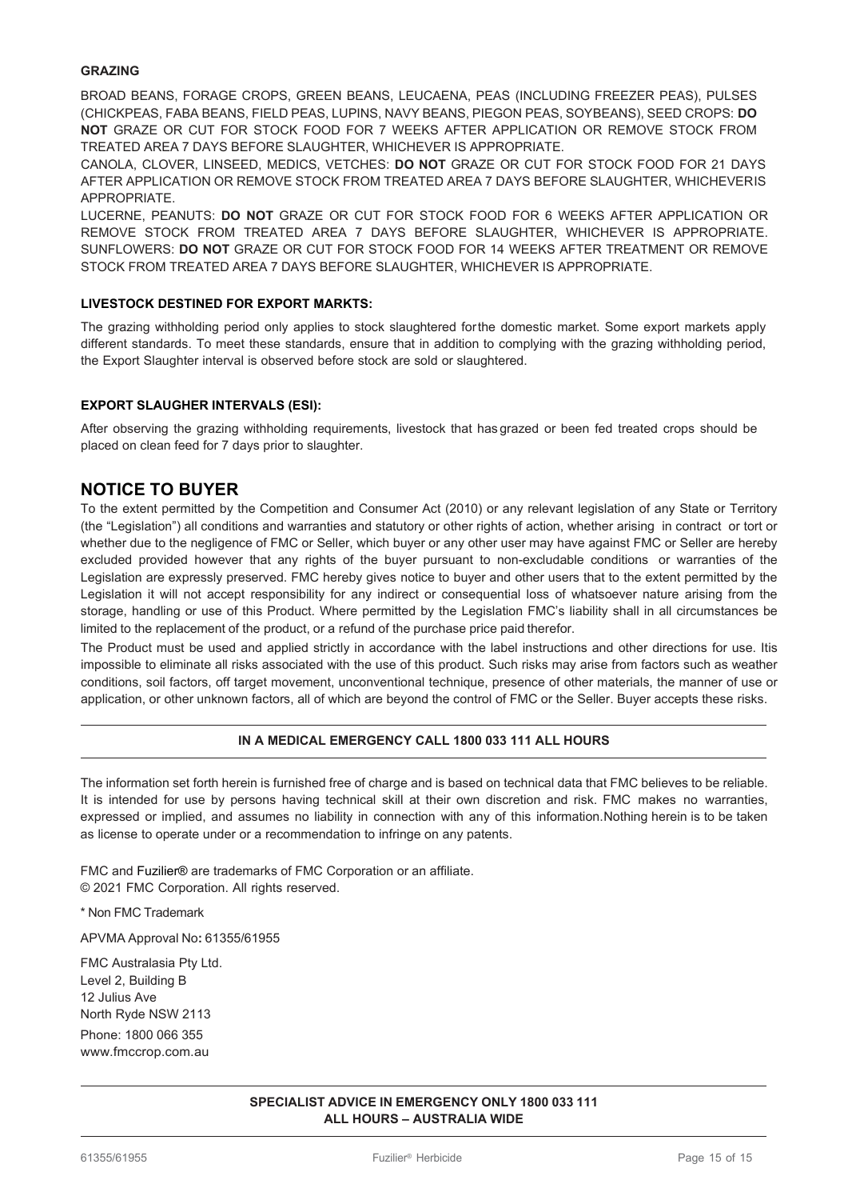**GRAZING**

BROAD BEANS, FORAGE CROPS, GREEN BEANS, LEUCAENA, PEAS (INCLUDING FREEZER PEAS), PULSES (CHICKPEAS, FABA BEANS, FIELD PEAS, LUPINS, NAVY BEANS, PIEGON PEAS, SOYBEANS), SEED CROPS: **DO NOT** GRAZE OR CUT FOR STOCK FOOD FOR 7 WEEKS AFTER APPLICATION OR REMOVE STOCK FROM TREATED AREA 7 DAYS BEFORE SLAUGHTER, WHICHEVER IS APPROPRIATE.

CANOLA, CLOVER, LINSEED, MEDICS, VETCHES: **DO NOT** GRAZE OR CUT FOR STOCK FOOD FOR 21 DAYS AFTER APPLICATION OR REMOVE STOCK FROM TREATED AREA 7 DAYS BEFORE SLAUGHTER, WHICHEVERIS APPROPRIATE.

LUCERNE, PEANUTS: **DO NOT** GRAZE OR CUT FOR STOCK FOOD FOR 6 WEEKS AFTER APPLICATION OR REMOVE STOCK FROM TREATED AREA 7 DAYS BEFORE SLAUGHTER, WHICHEVER IS APPROPRIATE. SUNFLOWERS: **DO NOT** GRAZE OR CUT FOR STOCK FOOD FOR 14 WEEKS AFTER TREATMENT OR REMOVE STOCK FROM TREATED AREA 7 DAYS BEFORE SLAUGHTER, WHICHEVER IS APPROPRIATE.

**LIVESTOCK DESTINED FOR EXPORT MARKTS:**

The grazing withholding period only applies to stock slaughtered forthe domestic market. Some export markets apply different standards. To meet these standards, ensure that in addition to complying with the grazing withholding period, the Export Slaughter interval is observed before stock are sold or slaughtered.

**EXPORT SLAUGHER INTERVALS (ESI):**

After observing the grazing withholding requirements, livestock that has grazed or been fed treated crops should be placed on clean feed for 7 days prior to slaughter.

## NOTICE TO BUYER

To the extent permitted by the Competition and Consumer Act (2010) or any relevant legislation of any State or Territory (the "Legislation") all conditions and warranties and statutory or other rights of action, whether arising in contract or tort or whether due to the negligence of FMC or Seller, which buyer or any other user may have against FMC or Seller are hereby excluded provided however that any rights of the buyer pursuant to non-excludable conditions or warranties of the Legislation are expressly preserved. FMC hereby gives notice to buyer and other users that to the extent permitted by the Legislation it will not accept responsibility for any indirect or consequential loss of whatsoever nature arising from the storage, handling or use of this Product. Where permitted by the Legislation FMC's liability shall in all circumstances be limited to the replacement of the product, or a refund of the purchase price paid therefor.

The Product must be used and applied strictly in accordance with the label instructions and other directions for use. Itis impossible to eliminate all risks associated with the use of this product. Such risks may arise from factors such as weather conditions, soil factors, off target movement, unconventional technique, presence of other materials, the manner of use or application, or other unknown factors, all of which are beyond the control of FMC or the Seller. Buyer accepts these risks.

**IN A MEDICAL EMERGENCY CALL 1800 033 111 ALL HOURS**

The information set forth herein is furnished free of charge and is based on technical data that FMC believes to be reliable. It is intended for use by persons having technical skill at their own discretion and risk. FMC makes no warranties, expressed or implied, and assumes no liability in connection with any of this information.Nothing herein is to be taken as license to operate under or a recommendation to infringe on any patents.

FMC and Fuzilier® are trademarks of FMC Corporation or an affiliate.
© 2021 FMC Corporation. All rights reserved.

* Non FMC Trademark

APVMA Approval No**:** 61355/61955

FMC Australasia Pty Ltd.
Level 2, Building B
12 Julius Ave
North Ryde NSW 2113
Phone: 1800 066 355
www.fmccrop.com.au

**SPECIALIST ADVICE IN EMERGENCY ONLY 1800 033 111**
**ALL HOURS – AUSTRALIA WIDE**